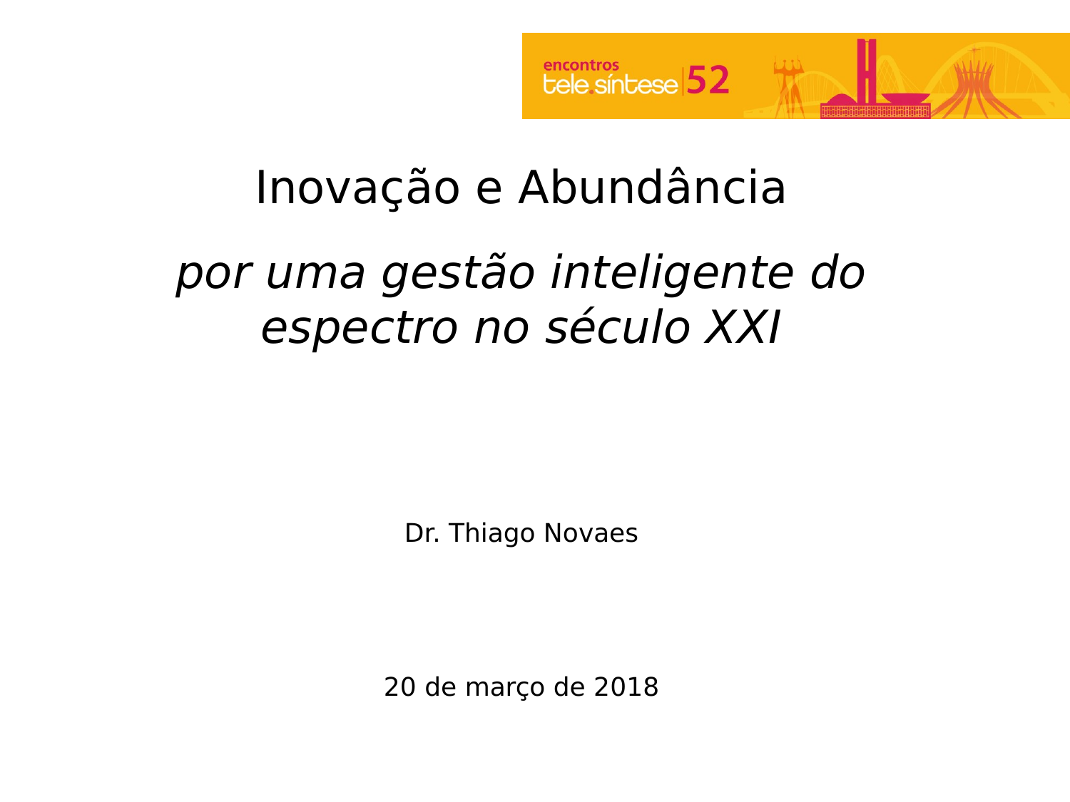# Inovação e Abundância

*por uma gestão inteligente do espectro no século XXI*

Dr. Thiago Novaes

20 de março de 2018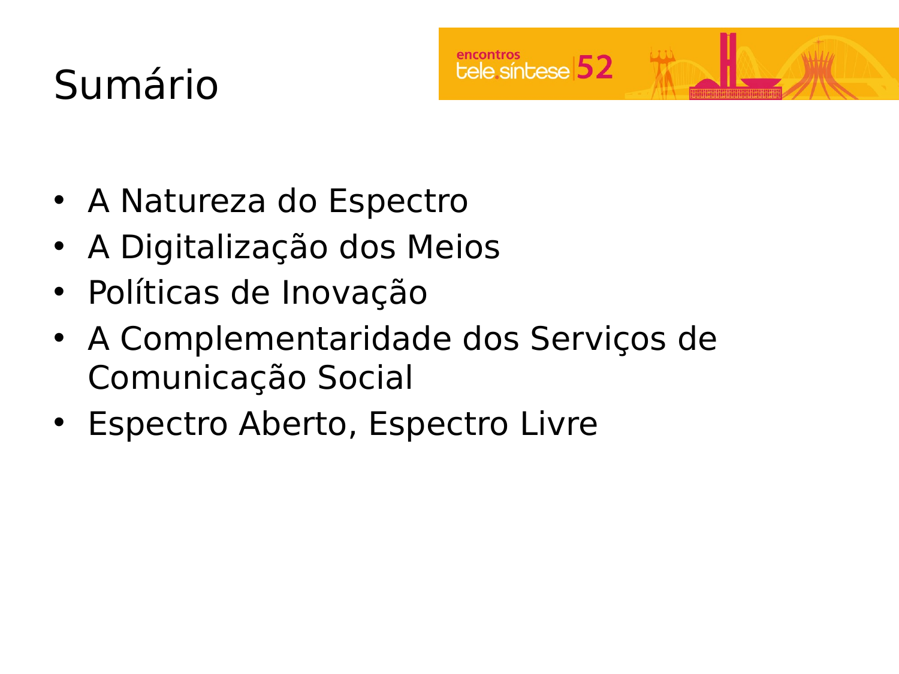# Sumário

- A Natureza do Espectro
- A Digitalização dos Meios
- Políticas de Inovação
- A Complementaridade dos Serviços de Comunicação Social
- Espectro Aberto, Espectro Livre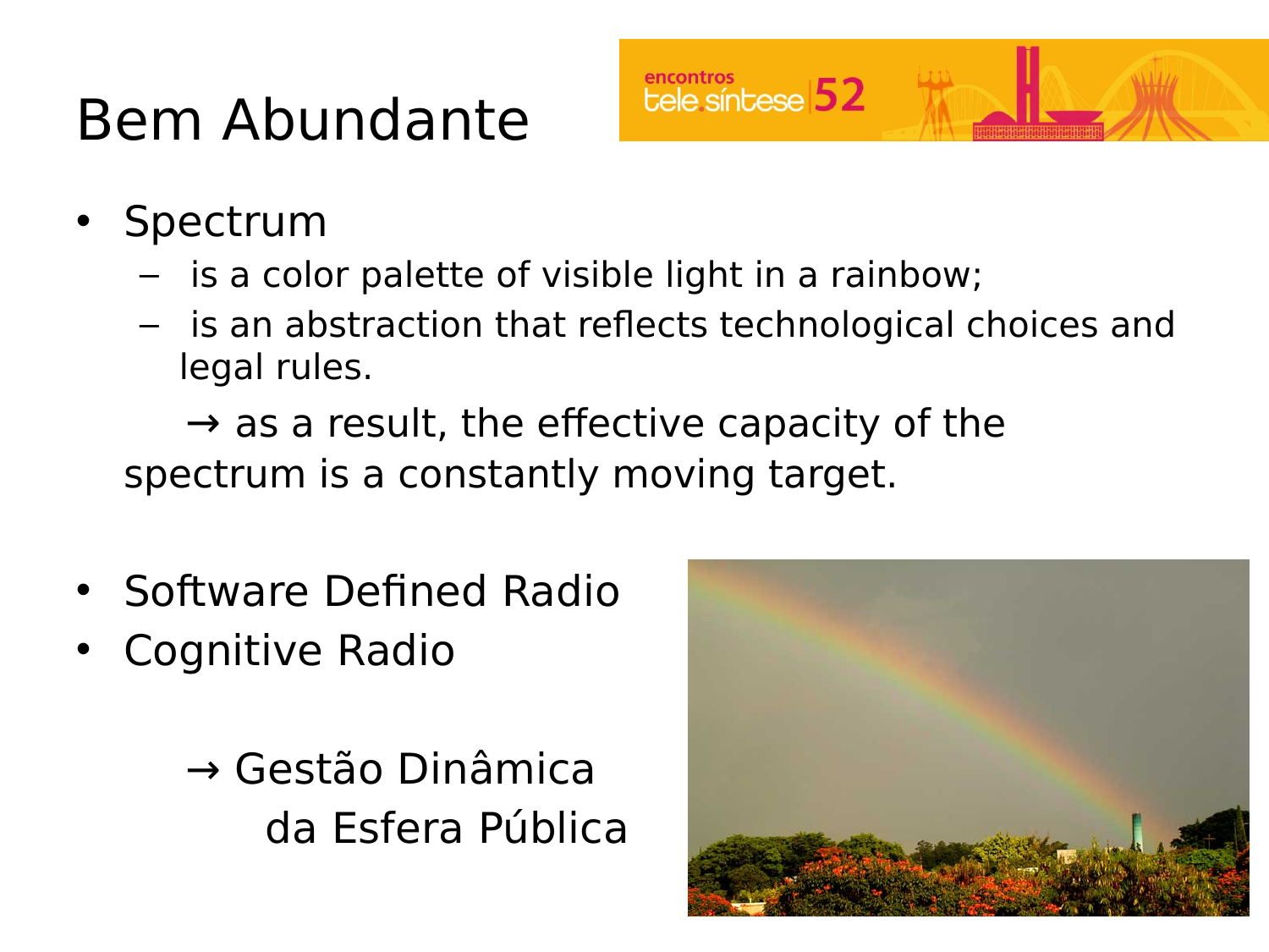# Bem Abundante

- Spectrum
  - is a color palette of visible light in a rainbow;
  - is an abstraction that reflects technological choices and legal rules.

  → as a result, the effective capacity of the spectrum is a constantly moving target.

- Software Defined Radio
- Cognitive Radio

  → Gestão Dinâmica da Esfera Pública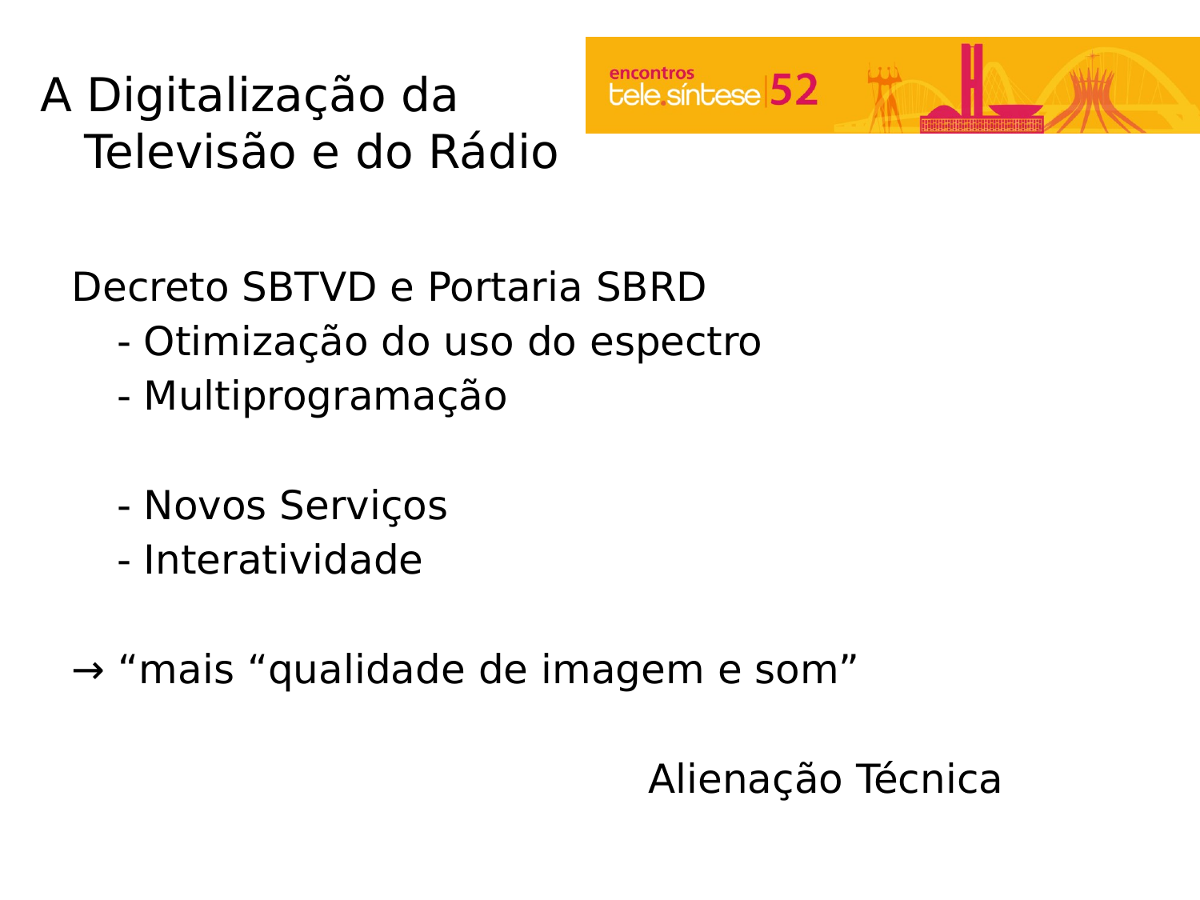# A Digitalização da Televisão e do Rádio

Decreto SBTVD e Portaria SBRD

- Otimização do uso do espectro
- Multiprogramação

- Novos Serviços
- Interatividade

→ “mais “qualidade de imagem e som”

Alienação Técnica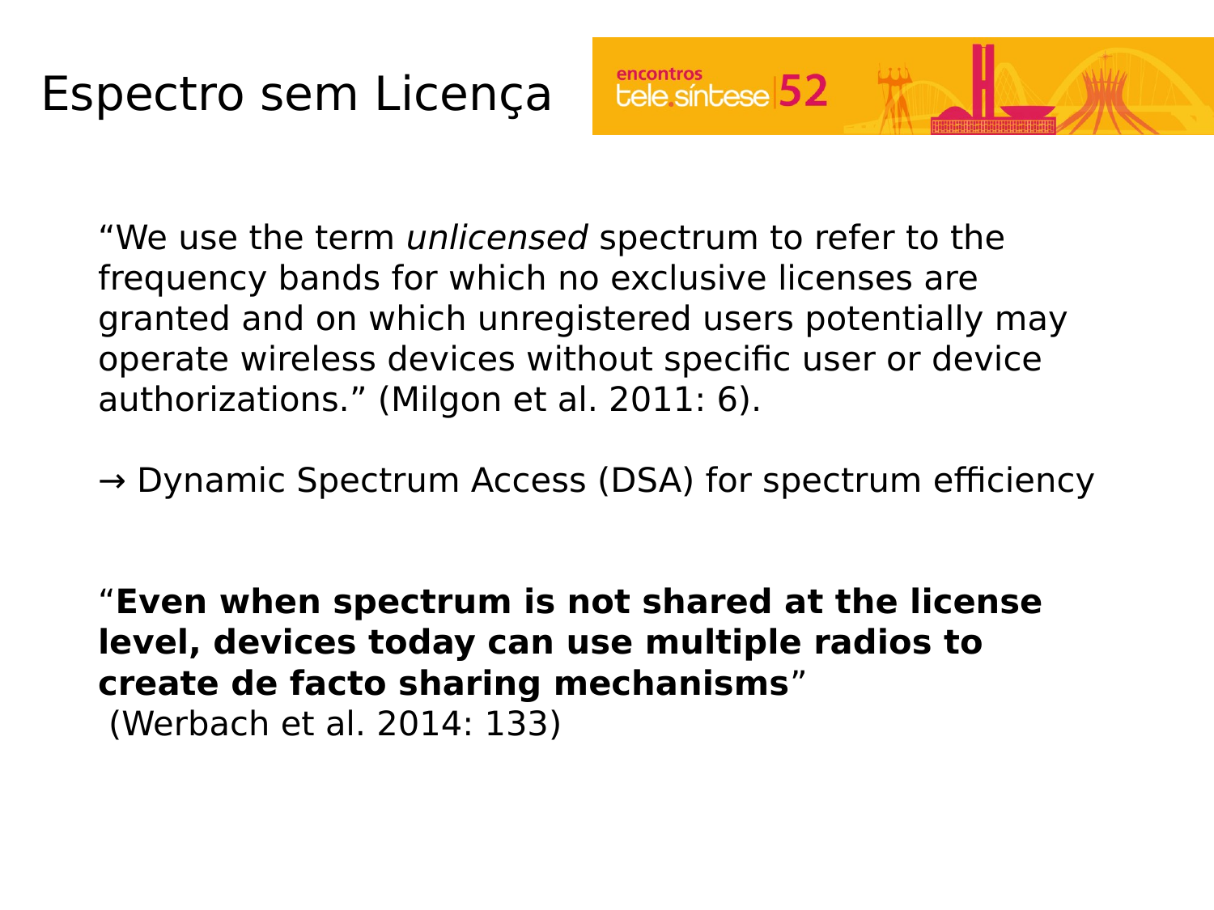# Espectro sem Licença

"We use the term *unlicensed* spectrum to refer to the frequency bands for which no exclusive licenses are granted and on which unregistered users potentially may operate wireless devices without specific user or device authorizations." (Milgon et al. 2011: 6).

→ Dynamic Spectrum Access (DSA) for spectrum efficiency

"**Even when spectrum is not shared at the license level, devices today can use multiple radios to create de facto sharing mechanisms**"
(Werbach et al. 2014: 133)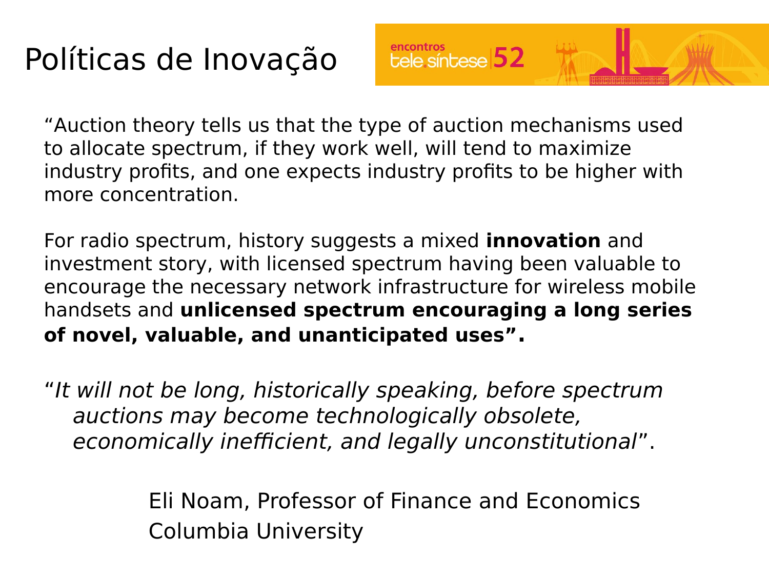# Políticas de Inovação

encontros tele.síntese 52

"Auction theory tells us that the type of auction mechanisms used to allocate spectrum, if they work well, will tend to maximize industry profits, and one expects industry profits to be higher with more concentration.

For radio spectrum, history suggests a mixed **innovation** and investment story, with licensed spectrum having been valuable to encourage the necessary network infrastructure for wireless mobile handsets and **unlicensed spectrum encouraging a long series of novel, valuable, and unanticipated uses".**

"*It will not be long, historically speaking, before spectrum auctions may become technologically obsolete, economically inefficient, and legally unconstitutional*".

Eli Noam, Professor of Finance and Economics
Columbia University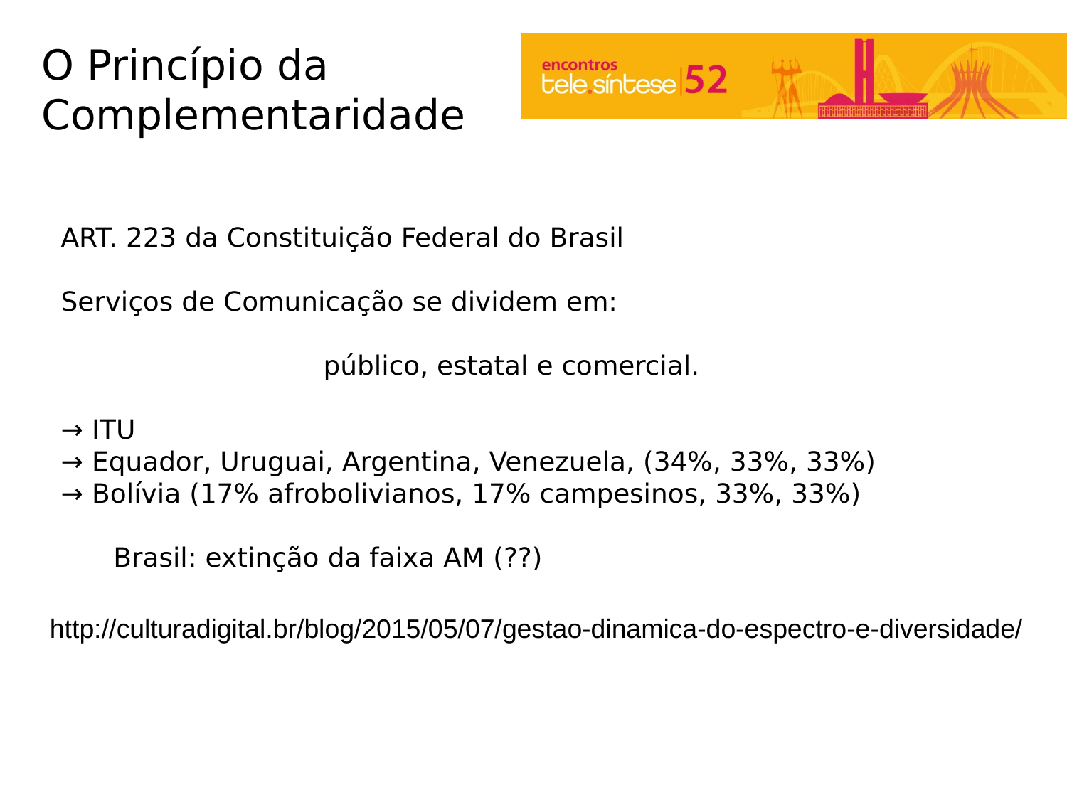# O Princípio da Complementaridade

ART. 223 da Constituição Federal do Brasil

Serviços de Comunicação se dividem em:

público, estatal e comercial.

→ ITU
→ Equador, Uruguai, Argentina, Venezuela, (34%, 33%, 33%)
→ Bolívia (17% afrobolivianos, 17% campesinos, 33%, 33%)

Brasil: extinção da faixa AM (??)

http://culturadigital.br/blog/2015/05/07/gestao-dinamica-do-espectro-e-diversidade/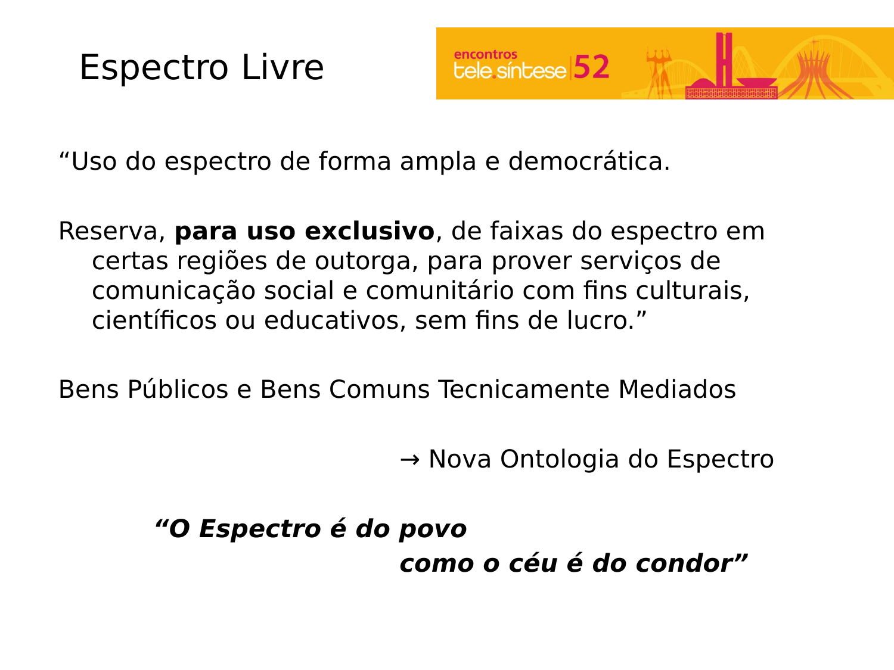# Espectro Livre

“Uso do espectro de forma ampla e democrática.

Reserva, **para uso exclusivo**, de faixas do espectro em certas regiões de outorga, para prover serviços de comunicação social e comunitário com fins culturais, científicos ou educativos, sem fins de lucro.”

Bens Públicos e Bens Comuns Tecnicamente Mediados

→ Nova Ontologia do Espectro

***“O Espectro é do povo***
***como o céu é do condor”***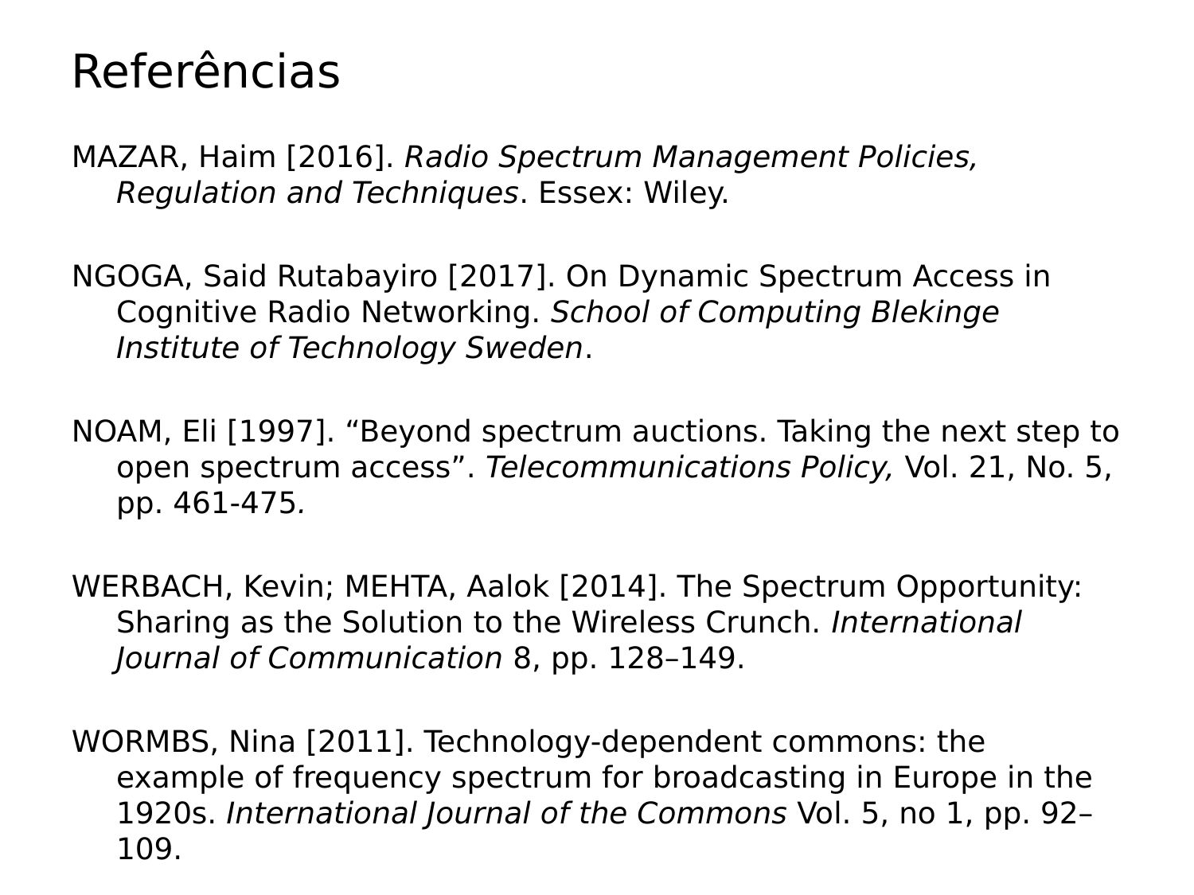# Referências

MAZAR, Haim [2016]. *Radio Spectrum Management Policies, Regulation and Techniques*. Essex: Wiley.

NGOGA, Said Rutabayiro [2017]. On Dynamic Spectrum Access in Cognitive Radio Networking. *School of Computing Blekinge Institute of Technology Sweden*.

NOAM, Eli [1997]. “Beyond spectrum auctions. Taking the next step to open spectrum access”. *Telecommunications Policy,* Vol. 21, No. 5, pp. 461-475.

WERBACH, Kevin; MEHTA, Aalok [2014]. The Spectrum Opportunity: Sharing as the Solution to the Wireless Crunch. *International Journal of Communication* 8, pp. 128–149.

WORMBS, Nina [2011]. Technology-dependent commons: the example of frequency spectrum for broadcasting in Europe in the 1920s. *International Journal of the Commons* Vol. 5, no 1, pp. 92–109.